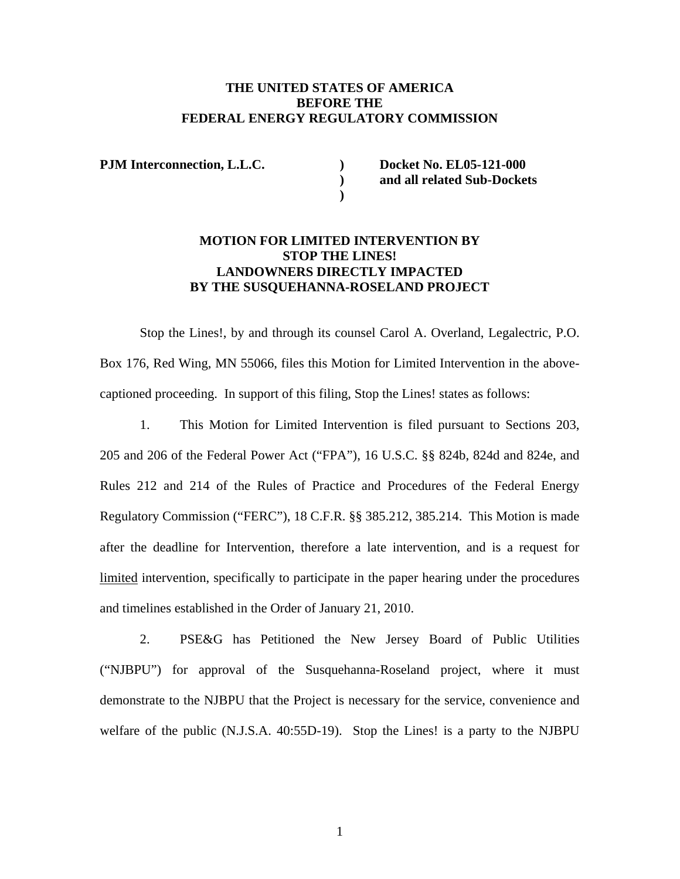**THE UNITED STATES OF AMERICA**
**BEFORE THE**
**FEDERAL ENERGY REGULATORY COMMISSION**

| | | |
|---|---|---|
| **PJM Interconnection, L.L.C.** | **)** | **Docket No. EL05-121-000** |
| | **)** | **and all related Sub-Dockets** |
| | **)** | |

**MOTION FOR LIMITED INTERVENTION BY**
**STOP THE LINES!**
**LANDOWNERS DIRECTLY IMPACTED**
**BY THE SUSQUEHANNA-ROSELAND PROJECT**

Stop the Lines!, by and through its counsel Carol A. Overland, Legalectric, P.O. Box 176, Red Wing, MN 55066, files this Motion for Limited Intervention in the above-captioned proceeding. In support of this filing, Stop the Lines! states as follows:

1. This Motion for Limited Intervention is filed pursuant to Sections 203, 205 and 206 of the Federal Power Act ("FPA"), 16 U.S.C. §§ 824b, 824d and 824e, and Rules 212 and 214 of the Rules of Practice and Procedures of the Federal Energy Regulatory Commission ("FERC"), 18 C.F.R. §§ 385.212, 385.214. This Motion is made after the deadline for Intervention, therefore a late intervention, and is a request for limited intervention, specifically to participate in the paper hearing under the procedures and timelines established in the Order of January 21, 2010.

2. PSE&G has Petitioned the New Jersey Board of Public Utilities ("NJBPU") for approval of the Susquehanna-Roseland project, where it must demonstrate to the NJBPU that the Project is necessary for the service, convenience and welfare of the public (N.J.S.A. 40:55D-19). Stop the Lines! is a party to the NJBPU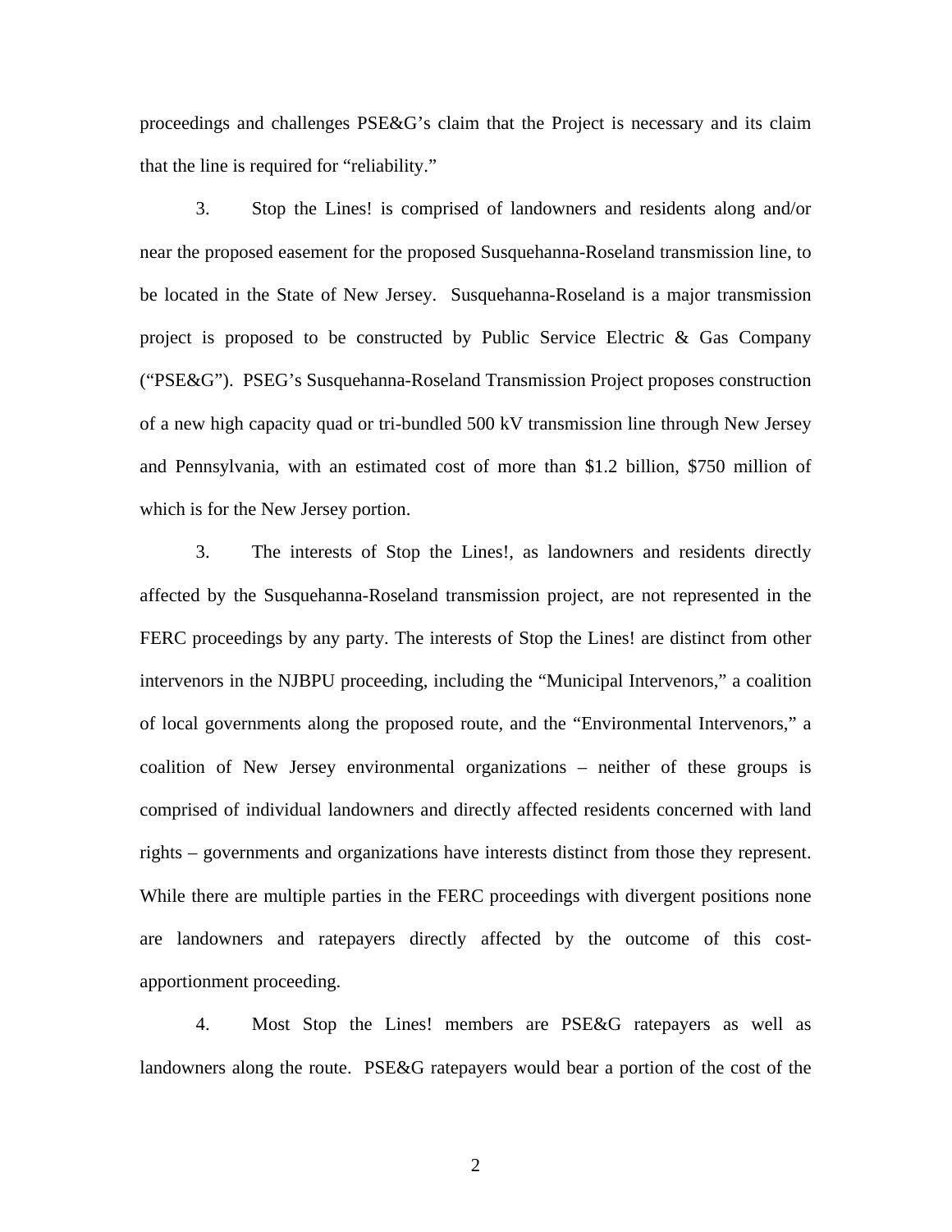proceedings and challenges PSE&G's claim that the Project is necessary and its claim that the line is required for "reliability."

3. Stop the Lines! is comprised of landowners and residents along and/or near the proposed easement for the proposed Susquehanna-Roseland transmission line, to be located in the State of New Jersey. Susquehanna-Roseland is a major transmission project is proposed to be constructed by Public Service Electric & Gas Company ("PSE&G"). PSEG's Susquehanna-Roseland Transmission Project proposes construction of a new high capacity quad or tri-bundled 500 kV transmission line through New Jersey and Pennsylvania, with an estimated cost of more than $1.2 billion, $750 million of which is for the New Jersey portion.

3. The interests of Stop the Lines!, as landowners and residents directly affected by the Susquehanna-Roseland transmission project, are not represented in the FERC proceedings by any party. The interests of Stop the Lines! are distinct from other intervenors in the NJBPU proceeding, including the "Municipal Intervenors," a coalition of local governments along the proposed route, and the "Environmental Intervenors," a coalition of New Jersey environmental organizations – neither of these groups is comprised of individual landowners and directly affected residents concerned with land rights – governments and organizations have interests distinct from those they represent. While there are multiple parties in the FERC proceedings with divergent positions none are landowners and ratepayers directly affected by the outcome of this cost-apportionment proceeding.

4. Most Stop the Lines! members are PSE&G ratepayers as well as landowners along the route. PSE&G ratepayers would bear a portion of the cost of the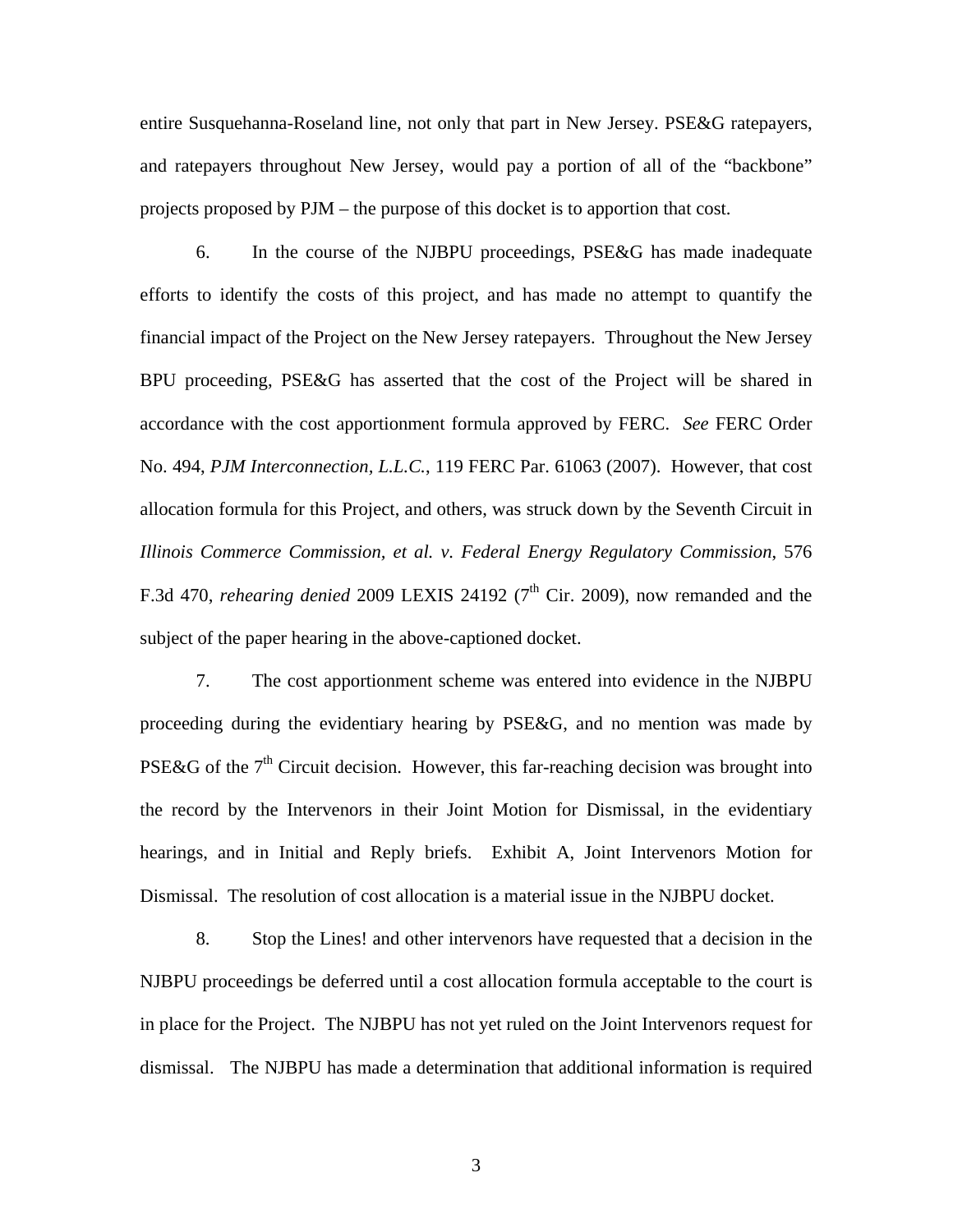entire Susquehanna-Roseland line, not only that part in New Jersey. PSE&G ratepayers, and ratepayers throughout New Jersey, would pay a portion of all of the "backbone" projects proposed by PJM – the purpose of this docket is to apportion that cost.

6. In the course of the NJBPU proceedings, PSE&G has made inadequate efforts to identify the costs of this project, and has made no attempt to quantify the financial impact of the Project on the New Jersey ratepayers. Throughout the New Jersey BPU proceeding, PSE&G has asserted that the cost of the Project will be shared in accordance with the cost apportionment formula approved by FERC. *See* FERC Order No. 494, *PJM Interconnection, L.L.C.*, 119 FERC Par. 61063 (2007). However, that cost allocation formula for this Project, and others, was struck down by the Seventh Circuit in *Illinois Commerce Commission, et al. v. Federal Energy Regulatory Commission*, 576 F.3d 470, *rehearing denied* 2009 LEXIS 24192 (7th Cir. 2009), now remanded and the subject of the paper hearing in the above-captioned docket.

7. The cost apportionment scheme was entered into evidence in the NJBPU proceeding during the evidentiary hearing by PSE&G, and no mention was made by PSE&G of the 7th Circuit decision. However, this far-reaching decision was brought into the record by the Intervenors in their Joint Motion for Dismissal, in the evidentiary hearings, and in Initial and Reply briefs. Exhibit A, Joint Intervenors Motion for Dismissal. The resolution of cost allocation is a material issue in the NJBPU docket.

8. Stop the Lines! and other intervenors have requested that a decision in the NJBPU proceedings be deferred until a cost allocation formula acceptable to the court is in place for the Project. The NJBPU has not yet ruled on the Joint Intervenors request for dismissal. The NJBPU has made a determination that additional information is required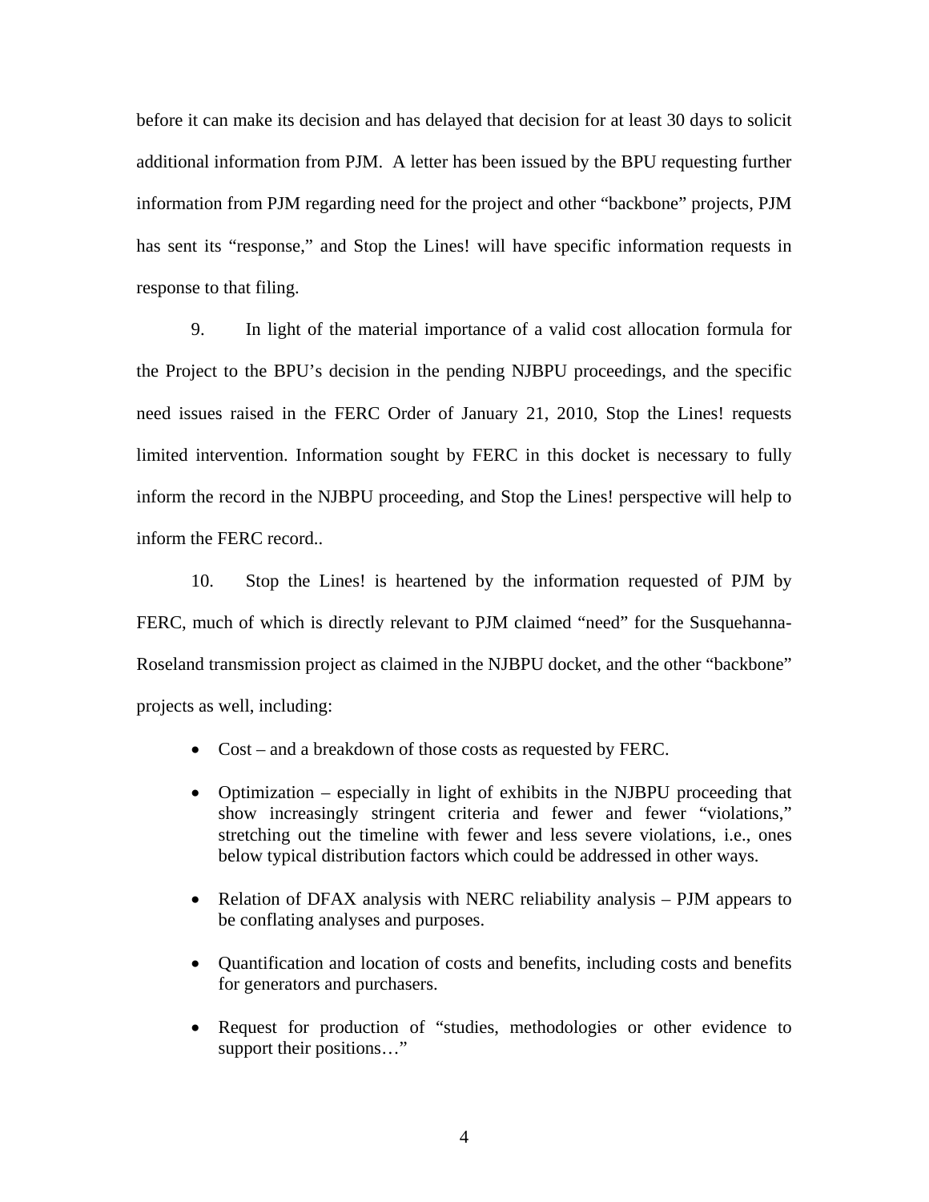before it can make its decision and has delayed that decision for at least 30 days to solicit additional information from PJM. A letter has been issued by the BPU requesting further information from PJM regarding need for the project and other "backbone" projects, PJM has sent its "response," and Stop the Lines! will have specific information requests in response to that filing.

9. In light of the material importance of a valid cost allocation formula for the Project to the BPU's decision in the pending NJBPU proceedings, and the specific need issues raised in the FERC Order of January 21, 2010, Stop the Lines! requests limited intervention. Information sought by FERC in this docket is necessary to fully inform the record in the NJBPU proceeding, and Stop the Lines! perspective will help to inform the FERC record..

10. Stop the Lines! is heartened by the information requested of PJM by FERC, much of which is directly relevant to PJM claimed "need" for the Susquehanna-Roseland transmission project as claimed in the NJBPU docket, and the other "backbone" projects as well, including:

- Cost – and a breakdown of those costs as requested by FERC.
- Optimization – especially in light of exhibits in the NJBPU proceeding that show increasingly stringent criteria and fewer and fewer "violations," stretching out the timeline with fewer and less severe violations, i.e., ones below typical distribution factors which could be addressed in other ways.
- Relation of DFAX analysis with NERC reliability analysis – PJM appears to be conflating analyses and purposes.
- Quantification and location of costs and benefits, including costs and benefits for generators and purchasers.
- Request for production of "studies, methodologies or other evidence to support their positions…"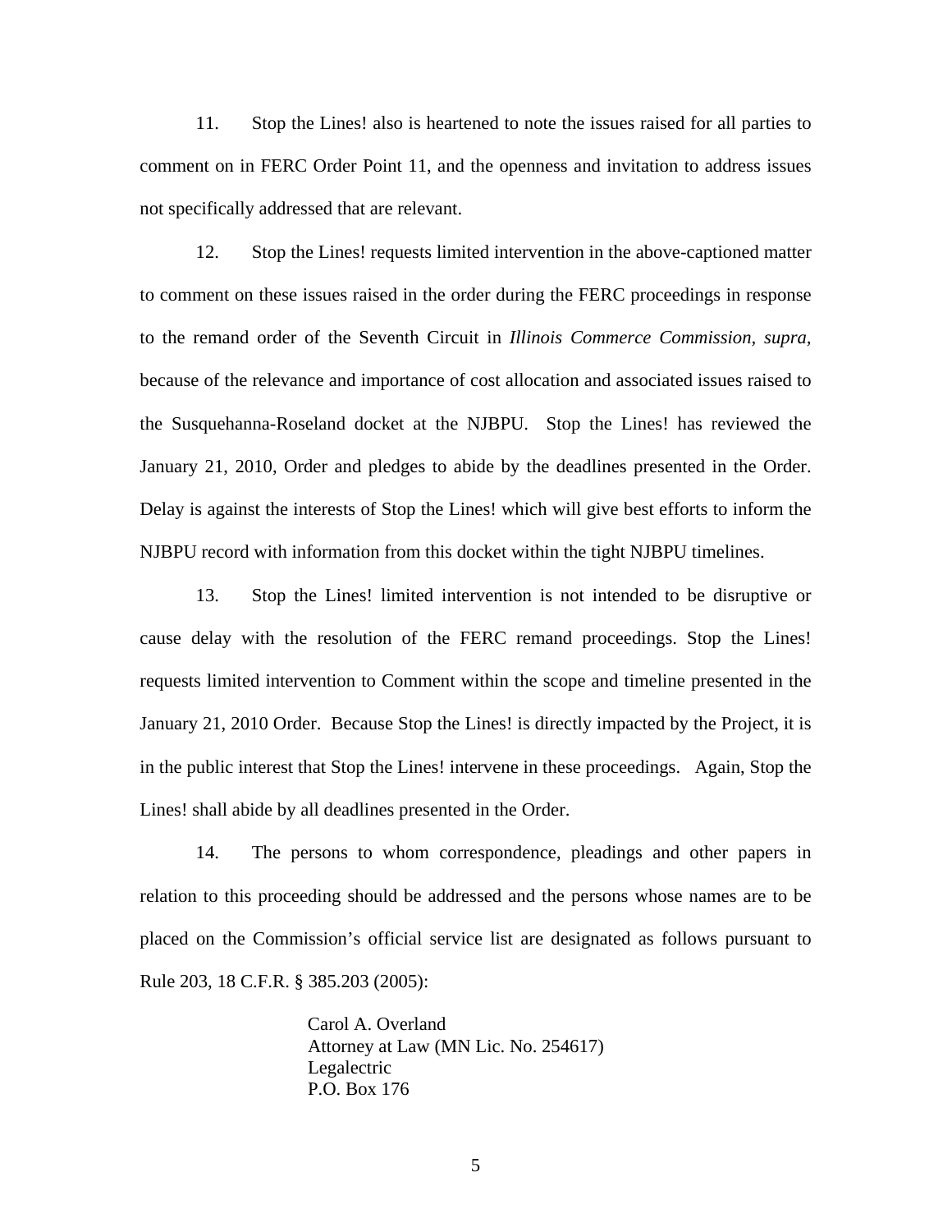11. Stop the Lines! also is heartened to note the issues raised for all parties to comment on in FERC Order Point 11, and the openness and invitation to address issues not specifically addressed that are relevant.

12. Stop the Lines! requests limited intervention in the above-captioned matter to comment on these issues raised in the order during the FERC proceedings in response to the remand order of the Seventh Circuit in *Illinois Commerce Commission, supra,* because of the relevance and importance of cost allocation and associated issues raised to the Susquehanna-Roseland docket at the NJBPU. Stop the Lines! has reviewed the January 21, 2010, Order and pledges to abide by the deadlines presented in the Order. Delay is against the interests of Stop the Lines! which will give best efforts to inform the NJBPU record with information from this docket within the tight NJBPU timelines.

13. Stop the Lines! limited intervention is not intended to be disruptive or cause delay with the resolution of the FERC remand proceedings. Stop the Lines! requests limited intervention to Comment within the scope and timeline presented in the January 21, 2010 Order. Because Stop the Lines! is directly impacted by the Project, it is in the public interest that Stop the Lines! intervene in these proceedings. Again, Stop the Lines! shall abide by all deadlines presented in the Order.

14. The persons to whom correspondence, pleadings and other papers in relation to this proceeding should be addressed and the persons whose names are to be placed on the Commission's official service list are designated as follows pursuant to Rule 203, 18 C.F.R. § 385.203 (2005):

Carol A. Overland  
Attorney at Law (MN Lic. No. 254617)  
Legalectric  
P.O. Box 176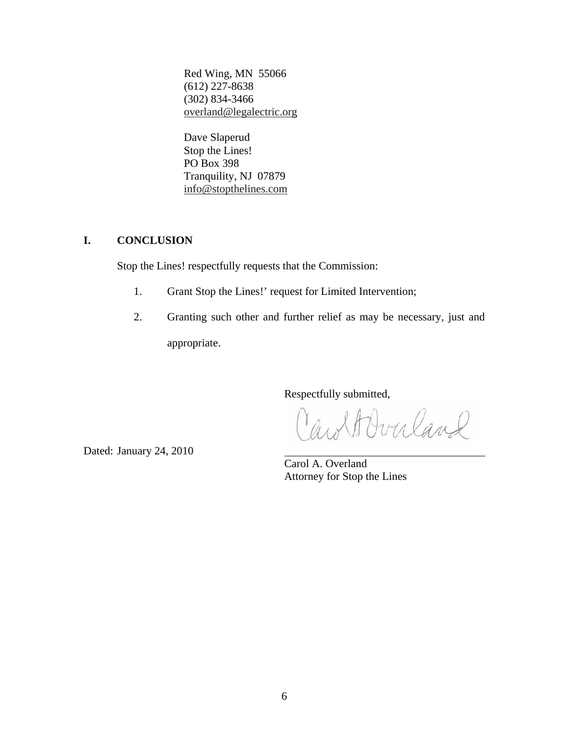Red Wing, MN 55066
(612) 227-8638
(302) 834-3466
overland@legalectric.org

Dave Slaperud
Stop the Lines!
PO Box 398
Tranquility, NJ 07879
info@stopthelines.com

## I. CONCLUSION

Stop the Lines! respectfully requests that the Commission:

1. Grant Stop the Lines!' request for Limited Intervention;
2. Granting such other and further relief as may be necessary, just and appropriate.

Respectfully submitted,

Dated: January 24, 2010

Carol A. Overland
Attorney for Stop the Lines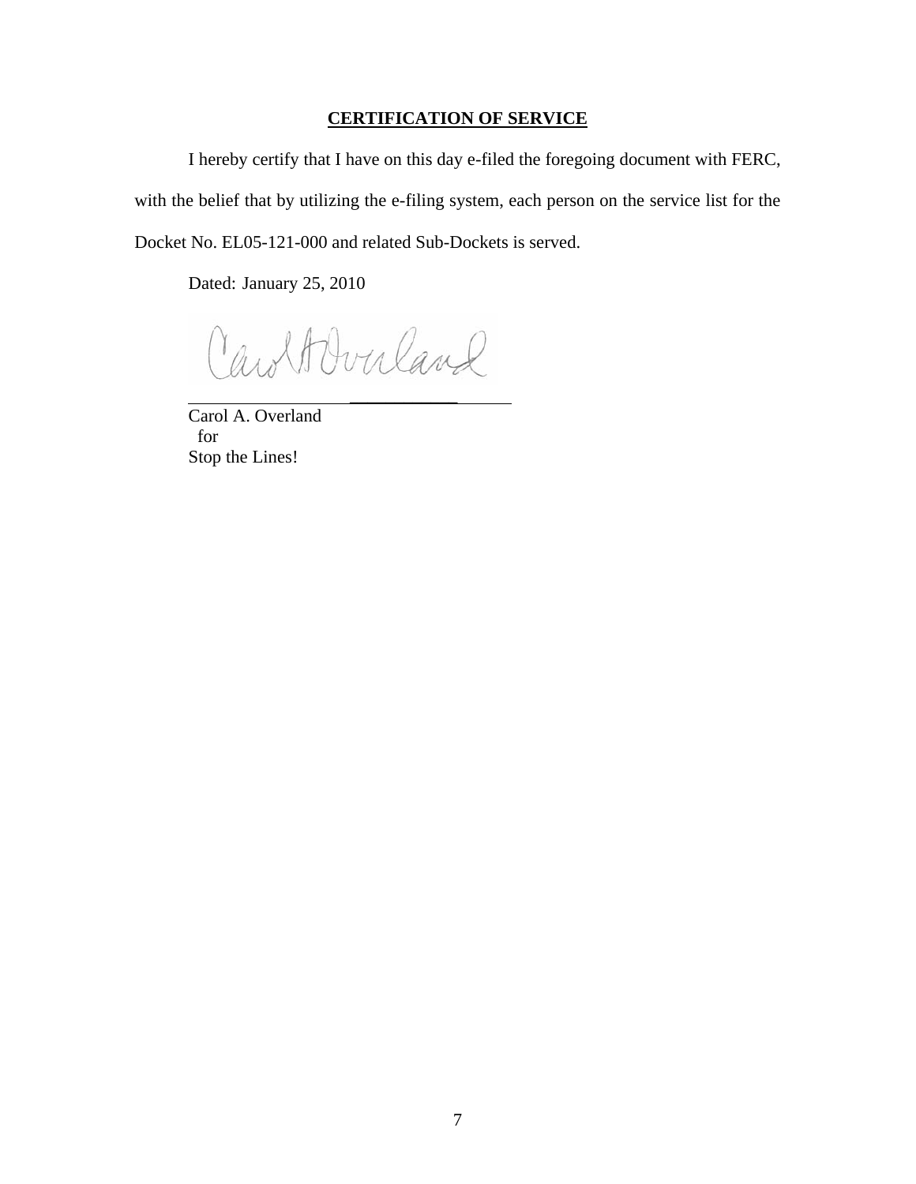**CERTIFICATION OF SERVICE**

I hereby certify that I have on this day e-filed the foregoing document with FERC, with the belief that by utilizing the e-filing system, each person on the service list for the Docket No. EL05-121-000 and related Sub-Dockets is served.

Dated: January 25, 2010

Carol A. Overland
for
Stop the Lines!